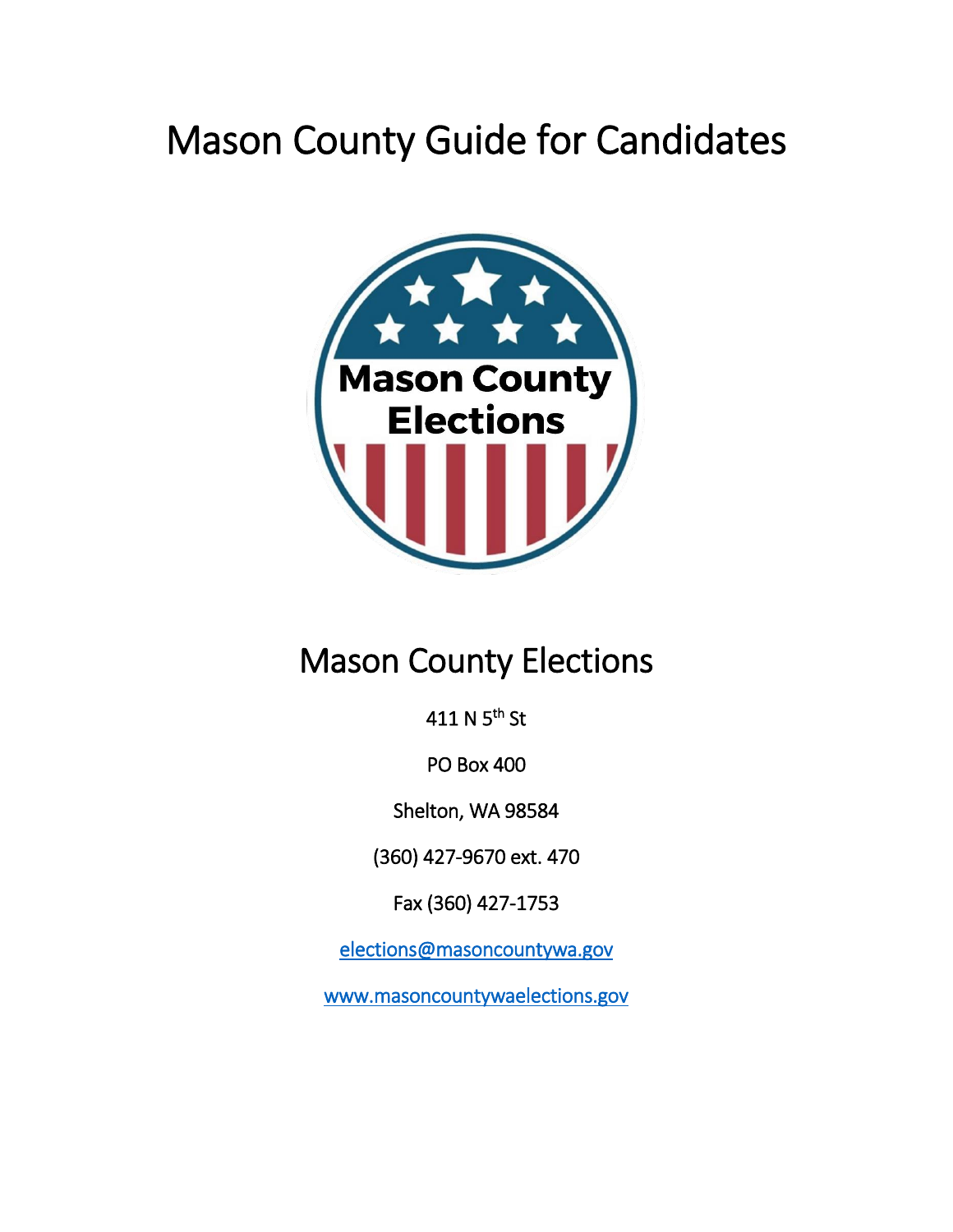# Mason County Guide for Candidates

## Mason County Elections

411 N 5th St

PO Box 400

Shelton, WA 98584

(360) 427-9670 ext. 470

Fax (360) 427-1753

elections@masoncountywa.gov

www.masoncountywaelections.gov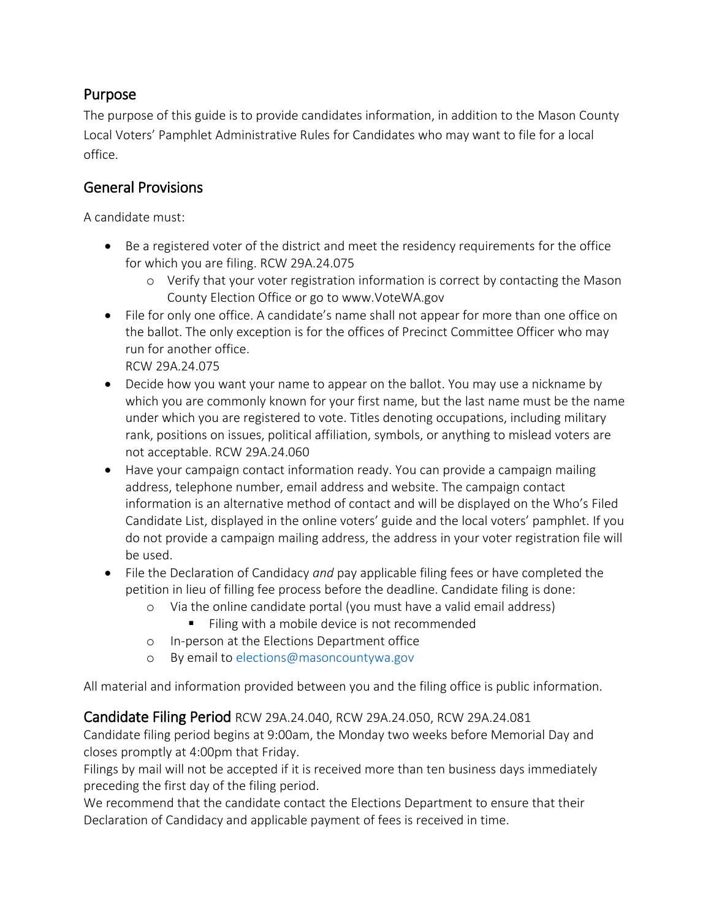## Purpose

The purpose of this guide is to provide candidates information, in addition to the Mason County Local Voters' Pamphlet Administrative Rules for Candidates who may want to file for a local office.

## General Provisions

A candidate must:

- Be a registered voter of the district and meet the residency requirements for the office for which you are filing. RCW 29A.24.075
  - Verify that your voter registration information is correct by contacting the Mason County Election Office or go to www.VoteWA.gov
- File for only one office. A candidate's name shall not appear for more than one office on the ballot. The only exception is for the offices of Precinct Committee Officer who may run for another office.
  RCW 29A.24.075
- Decide how you want your name to appear on the ballot. You may use a nickname by which you are commonly known for your first name, but the last name must be the name under which you are registered to vote. Titles denoting occupations, including military rank, positions on issues, political affiliation, symbols, or anything to mislead voters are not acceptable. RCW 29A.24.060
- Have your campaign contact information ready. You can provide a campaign mailing address, telephone number, email address and website. The campaign contact information is an alternative method of contact and will be displayed on the Who's Filed Candidate List, displayed in the online voters' guide and the local voters' pamphlet. If you do not provide a campaign mailing address, the address in your voter registration file will be used.
- File the Declaration of Candidacy *and* pay applicable filing fees or have completed the petition in lieu of filling fee process before the deadline. Candidate filing is done:
  - Via the online candidate portal (you must have a valid email address)
    - Filing with a mobile device is not recommended
  - In-person at the Elections Department office
  - By email to elections@masoncountywa.gov

All material and information provided between you and the filing office is public information.

## Candidate Filing Period RCW 29A.24.040, RCW 29A.24.050, RCW 29A.24.081

Candidate filing period begins at 9:00am, the Monday two weeks before Memorial Day and closes promptly at 4:00pm that Friday.

Filings by mail will not be accepted if it is received more than ten business days immediately preceding the first day of the filing period.

We recommend that the candidate contact the Elections Department to ensure that their Declaration of Candidacy and applicable payment of fees is received in time.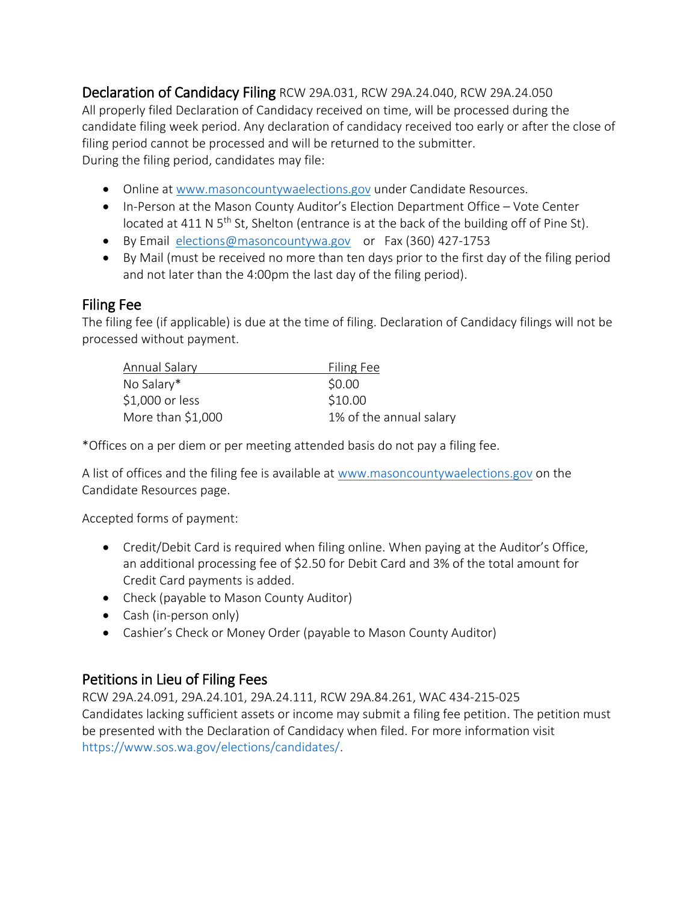## Declaration of Candidacy Filing RCW 29A.031, RCW 29A.24.040, RCW 29A.24.050

All properly filed Declaration of Candidacy received on time, will be processed during the candidate filing week period. Any declaration of candidacy received too early or after the close of filing period cannot be processed and will be returned to the submitter.
During the filing period, candidates may file:

- Online at www.masoncountywaelections.gov under Candidate Resources.
- In-Person at the Mason County Auditor's Election Department Office – Vote Center located at 411 N 5th St, Shelton (entrance is at the back of the building off of Pine St).
- By Email elections@masoncountywa.gov or Fax (360) 427-1753
- By Mail (must be received no more than ten days prior to the first day of the filing period and not later than the 4:00pm the last day of the filing period).

## Filing Fee

The filing fee (if applicable) is due at the time of filing. Declaration of Candidacy filings will not be processed without payment.

| Annual Salary | Filing Fee |
|---|---|
| No Salary* | $0.00 |
| $1,000 or less | $10.00 |
| More than $1,000 | 1% of the annual salary |

*Offices on a per diem or per meeting attended basis do not pay a filing fee.

A list of offices and the filing fee is available at www.masoncountywaelections.gov on the Candidate Resources page.

Accepted forms of payment:

- Credit/Debit Card is required when filing online. When paying at the Auditor's Office, an additional processing fee of $2.50 for Debit Card and 3% of the total amount for Credit Card payments is added.
- Check (payable to Mason County Auditor)
- Cash (in-person only)
- Cashier's Check or Money Order (payable to Mason County Auditor)

## Petitions in Lieu of Filing Fees

RCW 29A.24.091, 29A.24.101, 29A.24.111, RCW 29A.84.261, WAC 434-215-025
Candidates lacking sufficient assets or income may submit a filing fee petition. The petition must be presented with the Declaration of Candidacy when filed. For more information visit https://www.sos.wa.gov/elections/candidates/.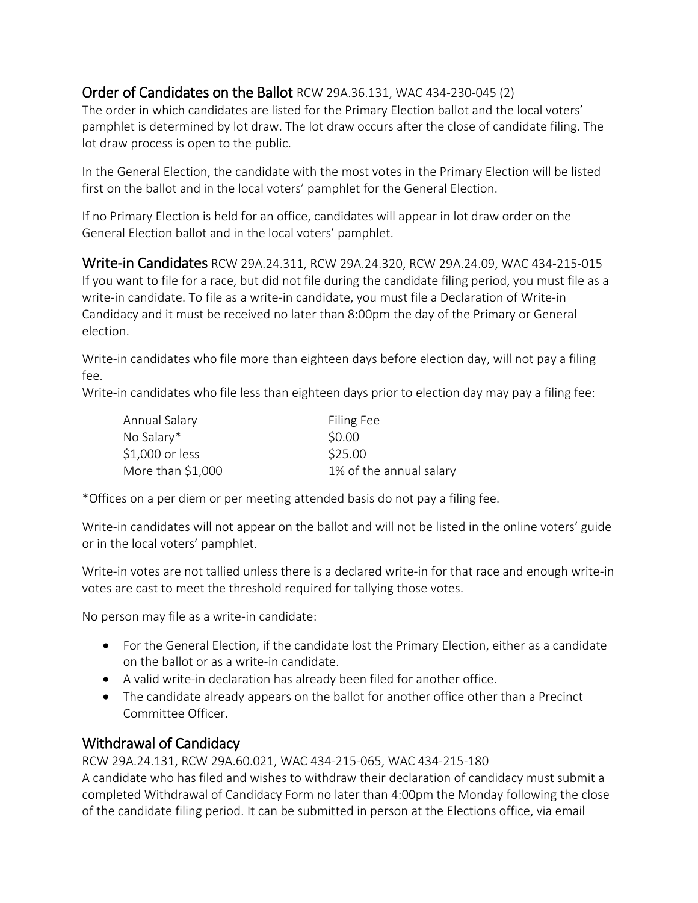## Order of Candidates on the Ballot RCW 29A.36.131, WAC 434-230-045 (2)

The order in which candidates are listed for the Primary Election ballot and the local voters' pamphlet is determined by lot draw. The lot draw occurs after the close of candidate filing. The lot draw process is open to the public.

In the General Election, the candidate with the most votes in the Primary Election will be listed first on the ballot and in the local voters' pamphlet for the General Election.

If no Primary Election is held for an office, candidates will appear in lot draw order on the General Election ballot and in the local voters' pamphlet.

## Write-in Candidates RCW 29A.24.311, RCW 29A.24.320, RCW 29A.24.09, WAC 434-215-015

If you want to file for a race, but did not file during the candidate filing period, you must file as a write-in candidate. To file as a write-in candidate, you must file a Declaration of Write-in Candidacy and it must be received no later than 8:00pm the day of the Primary or General election.

Write-in candidates who file more than eighteen days before election day, will not pay a filing fee.

Write-in candidates who file less than eighteen days prior to election day may pay a filing fee:

| Annual Salary | Filing Fee |
|---|---|
| No Salary* | $0.00 |
| $1,000 or less | $25.00 |
| More than $1,000 | 1% of the annual salary |

*Offices on a per diem or per meeting attended basis do not pay a filing fee.

Write-in candidates will not appear on the ballot and will not be listed in the online voters' guide or in the local voters' pamphlet.

Write-in votes are not tallied unless there is a declared write-in for that race and enough write-in votes are cast to meet the threshold required for tallying those votes.

No person may file as a write-in candidate:

- For the General Election, if the candidate lost the Primary Election, either as a candidate on the ballot or as a write-in candidate.
- A valid write-in declaration has already been filed for another office.
- The candidate already appears on the ballot for another office other than a Precinct Committee Officer.

## Withdrawal of Candidacy

RCW 29A.24.131, RCW 29A.60.021, WAC 434-215-065, WAC 434-215-180

A candidate who has filed and wishes to withdraw their declaration of candidacy must submit a completed Withdrawal of Candidacy Form no later than 4:00pm the Monday following the close of the candidate filing period. It can be submitted in person at the Elections office, via email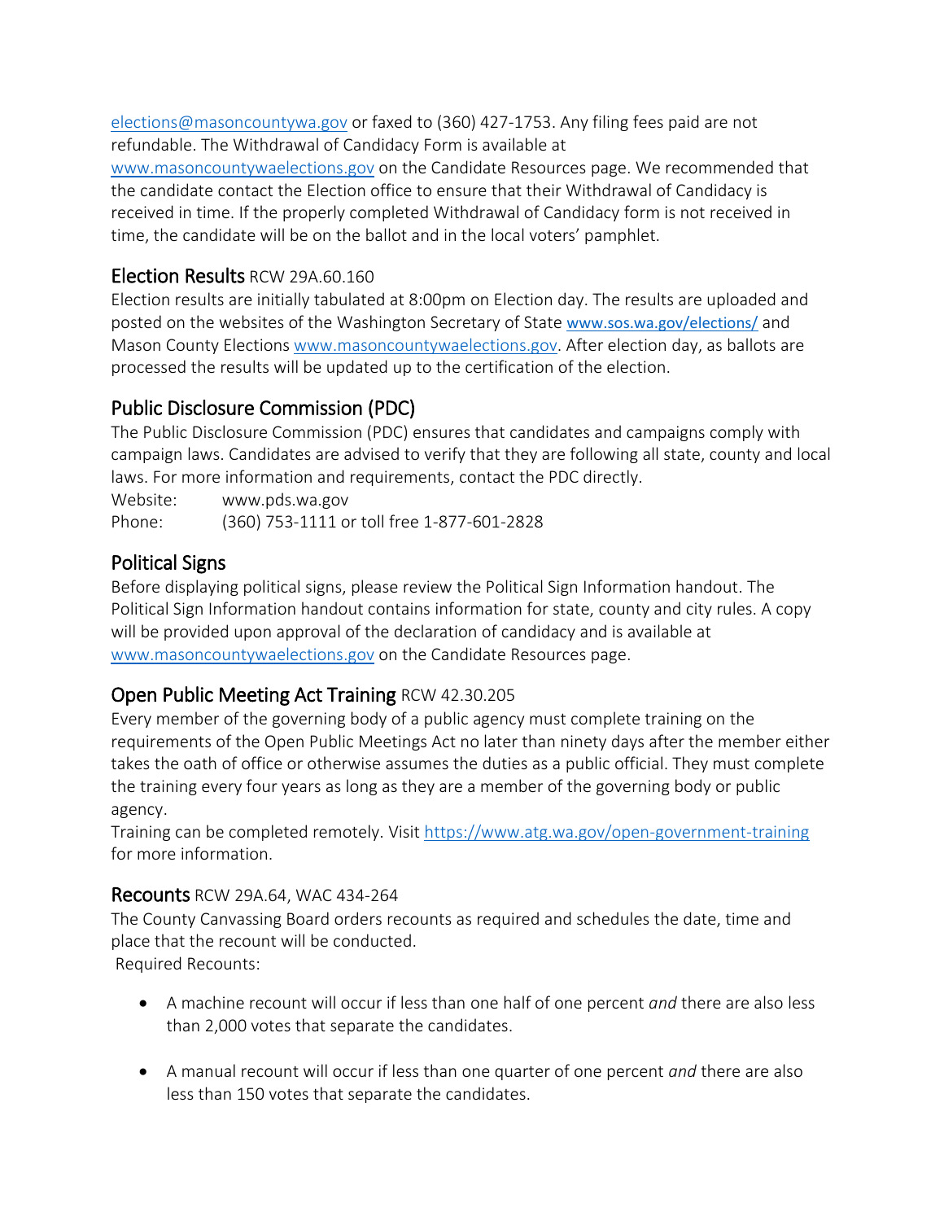elections@masoncountywa.gov or faxed to (360) 427-1753. Any filing fees paid are not refundable. The Withdrawal of Candidacy Form is available at www.masoncountywaelections.gov on the Candidate Resources page. We recommended that the candidate contact the Election office to ensure that their Withdrawal of Candidacy is received in time. If the properly completed Withdrawal of Candidacy form is not received in time, the candidate will be on the ballot and in the local voters' pamphlet.

## Election Results RCW 29A.60.160

Election results are initially tabulated at 8:00pm on Election day. The results are uploaded and posted on the websites of the Washington Secretary of State www.sos.wa.gov/elections/ and Mason County Elections www.masoncountywaelections.gov. After election day, as ballots are processed the results will be updated up to the certification of the election.

## Public Disclosure Commission (PDC)

The Public Disclosure Commission (PDC) ensures that candidates and campaigns comply with campaign laws. Candidates are advised to verify that they are following all state, county and local laws. For more information and requirements, contact the PDC directly.

Website: www.pds.wa.gov
Phone: (360) 753-1111 or toll free 1-877-601-2828

## Political Signs

Before displaying political signs, please review the Political Sign Information handout. The Political Sign Information handout contains information for state, county and city rules. A copy will be provided upon approval of the declaration of candidacy and is available at www.masoncountywaelections.gov on the Candidate Resources page.

## Open Public Meeting Act Training RCW 42.30.205

Every member of the governing body of a public agency must complete training on the requirements of the Open Public Meetings Act no later than ninety days after the member either takes the oath of office or otherwise assumes the duties as a public official. They must complete the training every four years as long as they are a member of the governing body or public agency.
Training can be completed remotely. Visit https://www.atg.wa.gov/open-government-training for more information.

## Recounts RCW 29A.64, WAC 434-264

The County Canvassing Board orders recounts as required and schedules the date, time and place that the recount will be conducted.
Required Recounts:

- A machine recount will occur if less than one half of one percent *and* there are also less than 2,000 votes that separate the candidates.
- A manual recount will occur if less than one quarter of one percent *and* there are also less than 150 votes that separate the candidates.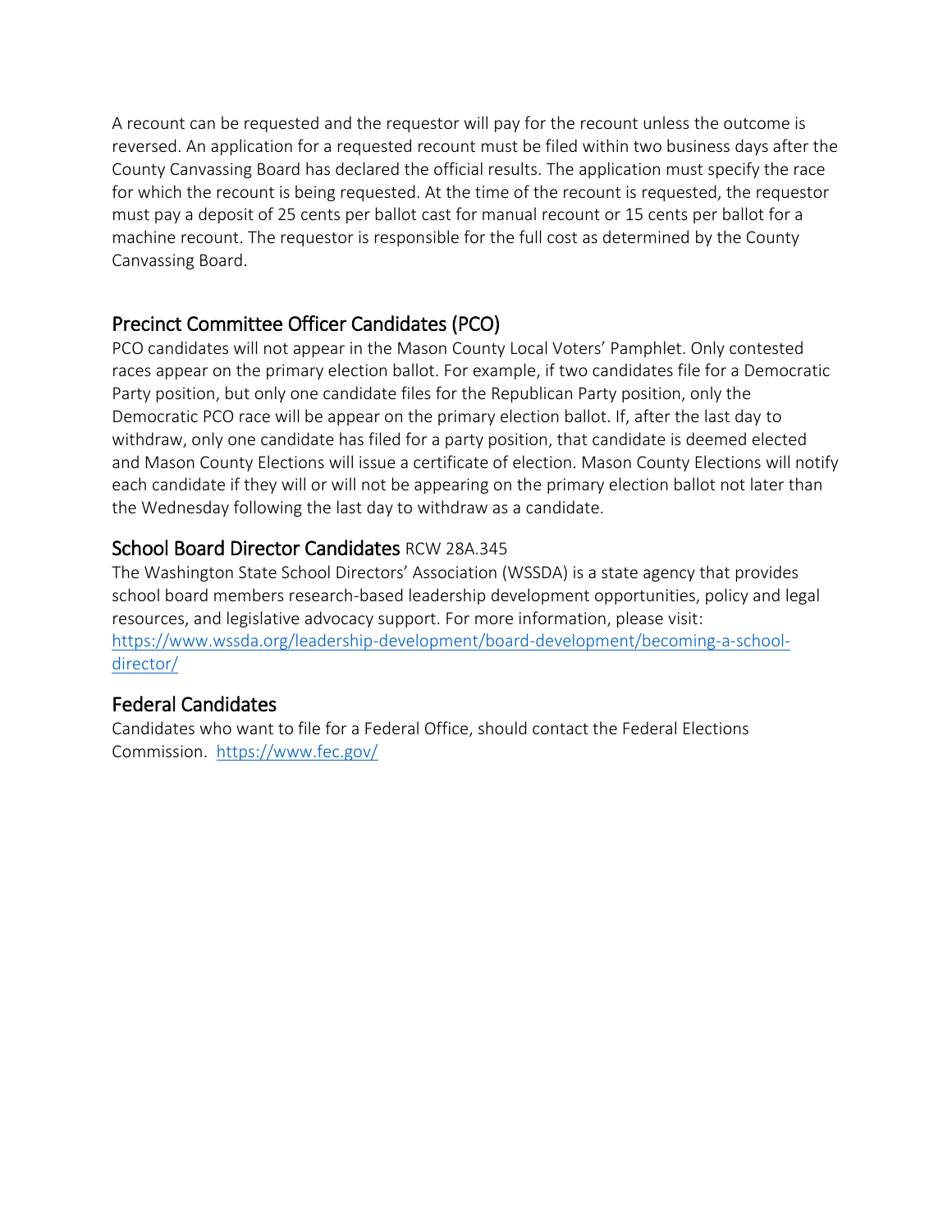A recount can be requested and the requestor will pay for the recount unless the outcome is reversed. An application for a requested recount must be filed within two business days after the County Canvassing Board has declared the official results. The application must specify the race for which the recount is being requested. At the time of the recount is requested, the requestor must pay a deposit of 25 cents per ballot cast for manual recount or 15 cents per ballot for a machine recount. The requestor is responsible for the full cost as determined by the County Canvassing Board.

## Precinct Committee Officer Candidates (PCO)

PCO candidates will not appear in the Mason County Local Voters' Pamphlet. Only contested races appear on the primary election ballot. For example, if two candidates file for a Democratic Party position, but only one candidate files for the Republican Party position, only the Democratic PCO race will be appear on the primary election ballot. If, after the last day to withdraw, only one candidate has filed for a party position, that candidate is deemed elected and Mason County Elections will issue a certificate of election. Mason County Elections will notify each candidate if they will or will not be appearing on the primary election ballot not later than the Wednesday following the last day to withdraw as a candidate.

## School Board Director Candidates RCW 28A.345

The Washington State School Directors' Association (WSSDA) is a state agency that provides school board members research-based leadership development opportunities, policy and legal resources, and legislative advocacy support. For more information, please visit: https://www.wssda.org/leadership-development/board-development/becoming-a-school-director/

## Federal Candidates

Candidates who want to file for a Federal Office, should contact the Federal Elections Commission. https://www.fec.gov/